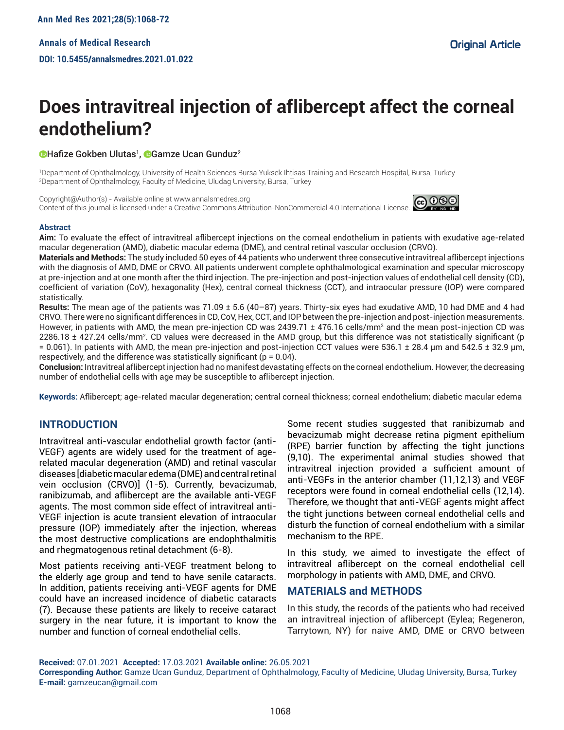Annals of Medical Research

DOI: 10.5455/annalsmedres.2021.01.022

Original Article

# Does intravitreal injection of aflibercept affect the corneal endothelium?

Hafize Gokben Ulutas[1], Gamze Ucan Gunduz[2]

[1]Department of Ophthalmology, University of Health Sciences Bursa Yuksek Ihtisas Training and Research Hospital, Bursa, Turkey
[2]Department of Ophthalmology, Faculty of Medicine, Uludag University, Bursa, Turkey

Copyright@Author(s) - Available online at www.annalsmedres.org
Content of this journal is licensed under a Creative Commons Attribution-NonCommercial 4.0 International License.

## Abstract

**Aim:** To evaluate the effect of intravitreal aflibercept injections on the corneal endothelium in patients with exudative age-related macular degeneration (AMD), diabetic macular edema (DME), and central retinal vascular occlusion (CRVO).

**Materials and Methods:** The study included 50 eyes of 44 patients who underwent three consecutive intravitreal aflibercept injections with the diagnosis of AMD, DME or CRVO. All patients underwent complete ophthalmological examination and specular microscopy at pre-injection and at one month after the third injection. The pre-injection and post-injection values of endothelial cell density (CD), coefficient of variation (CoV), hexagonality (Hex), central corneal thickness (CCT), and intraocular pressure (IOP) were compared statistically.

**Results:** The mean age of the patients was 71.09 ± 5.6 (40–87) years. Thirty-six eyes had exudative AMD, 10 had DME and 4 had CRVO. There were no significant differences in CD, CoV, Hex, CCT, and IOP between the pre-injection and post-injection measurements. However, in patients with AMD, the mean pre-injection CD was 2439.71 ± 476.16 cells/mm$^2$ and the mean post-injection CD was 2286.18 ± 427.24 cells/mm$^2$. CD values were decreased in the AMD group, but this difference was not statistically significant ($p = 0.061$). In patients with AMD, the mean pre-injection and post-injection CCT values were 536.1 ± 28.4 µm and 542.5 ± 32.9 µm, respectively, and the difference was statistically significant ($p = 0.04$).

**Conclusion:** Intravitreal aflibercept injection had no manifest devastating effects on the corneal endothelium. However, the decreasing number of endothelial cells with age may be susceptible to aflibercept injection.

**Keywords:** Aflibercept; age-related macular degeneration; central corneal thickness; corneal endothelium; diabetic macular edema

## INTRODUCTION

Intravitreal anti-vascular endothelial growth factor (anti-VEGF) agents are widely used for the treatment of age-related macular degeneration (AMD) and retinal vascular diseases [diabetic macular edema (DME) and central retinal vein occlusion (CRVO)] (1-5). Currently, bevacizumab, ranibizumab, and aflibercept are the available anti-VEGF agents. The most common side effect of intravitreal anti-VEGF injection is acute transient elevation of intraocular pressure (IOP) immediately after the injection, whereas the most destructive complications are endophthalmitis and rhegmatogenous retinal detachment (6-8).

Most patients receiving anti-VEGF treatment belong to the elderly age group and tend to have senile cataracts. In addition, patients receiving anti-VEGF agents for DME could have an increased incidence of diabetic cataracts (7). Because these patients are likely to receive cataract surgery in the near future, it is important to know the number and function of corneal endothelial cells.

Some recent studies suggested that ranibizumab and bevacizumab might decrease retina pigment epithelium (RPE) barrier function by affecting the tight junctions (9,10). The experimental animal studies showed that intravitreal injection provided a sufficient amount of anti-VEGFs in the anterior chamber (11,12,13) and VEGF receptors were found in corneal endothelial cells (12,14). Therefore, we thought that anti-VEGF agents might affect the tight junctions between corneal endothelial cells and disturb the function of corneal endothelium with a similar mechanism to the RPE.

In this study, we aimed to investigate the effect of intravitreal aflibercept on the corneal endothelial cell morphology in patients with AMD, DME, and CRVO.

## MATERIALS and METHODS

In this study, the records of the patients who had received an intravitreal injection of aflibercept (Eylea; Regeneron, Tarrytown, NY) for naive AMD, DME or CRVO between

**Received:** 07.01.2021 **Accepted:** 17.03.2021 **Available online:** 26.05.2021
**Corresponding Author:** Gamze Ucan Gunduz, Department of Ophthalmology, Faculty of Medicine, Uludag University, Bursa, Turkey
**E-mail:** gamzeucan@gmail.com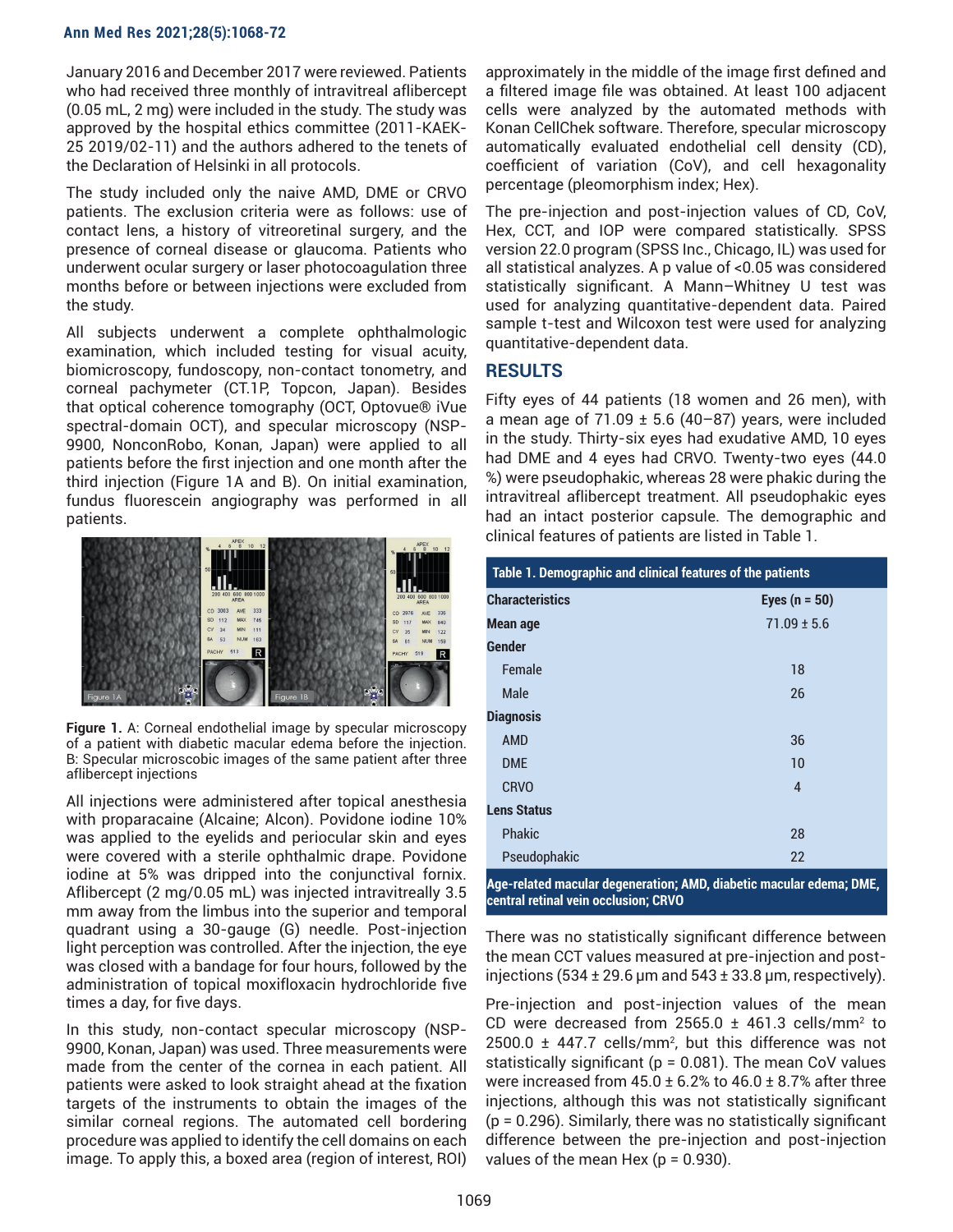January 2016 and December 2017 were reviewed. Patients who had received three monthly of intravitreal aflibercept (0.05 mL, 2 mg) were included in the study. The study was approved by the hospital ethics committee (2011-KAEK-25 2019/02-11) and the authors adhered to the tenets of the Declaration of Helsinki in all protocols.

The study included only the naive AMD, DME or CRVO patients. The exclusion criteria were as follows: use of contact lens, a history of vitreoretinal surgery, and the presence of corneal disease or glaucoma. Patients who underwent ocular surgery or laser photocoagulation three months before or between injections were excluded from the study.

All subjects underwent a complete ophthalmologic examination, which included testing for visual acuity, biomicroscopy, fundoscopy, non-contact tonometry, and corneal pachymeter (CT.1P, Topcon, Japan). Besides that optical coherence tomography (OCT, Optovue® iVue spectral-domain OCT), and specular microscopy (NSP-9900, NonconRobo, Konan, Japan) were applied to all patients before the first injection and one month after the third injection (Figure 1A and B). On initial examination, fundus fluorescein angiography was performed in all patients.

**Figure 1.** A: Corneal endothelial image by specular microscopy of a patient with diabetic macular edema before the injection. B: Specular microscobic images of the same patient after three aflibercept injections

All injections were administered after topical anesthesia with proparacaine (Alcaine; Alcon). Povidone iodine 10% was applied to the eyelids and periocular skin and eyes were covered with a sterile ophthalmic drape. Povidone iodine at 5% was dripped into the conjunctival fornix. Aflibercept (2 mg/0.05 mL) was injected intravitreally 3.5 mm away from the limbus into the superior and temporal quadrant using a 30-gauge (G) needle. Post-injection light perception was controlled. After the injection, the eye was closed with a bandage for four hours, followed by the administration of topical moxifloxacin hydrochloride five times a day, for five days.

In this study, non-contact specular microscopy (NSP-9900, Konan, Japan) was used. Three measurements were made from the center of the cornea in each patient. All patients were asked to look straight ahead at the fixation targets of the instruments to obtain the images of the similar corneal regions. The automated cell bordering procedure was applied to identify the cell domains on each image. To apply this, a boxed area (region of interest, ROI) approximately in the middle of the image first defined and a filtered image file was obtained. At least 100 adjacent cells were analyzed by the automated methods with Konan CellChek software. Therefore, specular microscopy automatically evaluated endothelial cell density (CD), coefficient of variation (CoV), and cell hexagonality percentage (pleomorphism index; Hex).

The pre-injection and post-injection values of CD, CoV, Hex, CCT, and IOP were compared statistically. SPSS version 22.0 program (SPSS Inc., Chicago, IL) was used for all statistical analyzes. A p value of <0.05 was considered statistically significant. A Mann–Whitney U test was used for analyzing quantitative-dependent data. Paired sample t-test and Wilcoxon test were used for analyzing quantitative-dependent data.

## RESULTS

Fifty eyes of 44 patients (18 women and 26 men), with a mean age of 71.09 ± 5.6 (40–87) years, were included in the study. Thirty-six eyes had exudative AMD, 10 eyes had DME and 4 eyes had CRVO. Twenty-two eyes (44.0 %) were pseudophakic, whereas 28 were phakic during the intravitreal aflibercept treatment. All pseudophakic eyes had an intact posterior capsule. The demographic and clinical features of patients are listed in Table 1.

**Table 1. Demographic and clinical features of the patients**

| Characteristics | Eyes (n = 50) |
|---|---|
| **Mean age** | 71.09 ± 5.6 |
| **Gender** | |
| Female | 18 |
| Male | 26 |
| **Diagnosis** | |
| AMD | 36 |
| DME | 10 |
| CRVO | 4 |
| **Lens Status** | |
| Phakic | 28 |
| Pseudophakic | 22 |

Age-related macular degeneration; AMD, diabetic macular edema; DME, central retinal vein occlusion; CRVO

There was no statistically significant difference between the mean CCT values measured at pre-injection and post-injections (534 ± 29.6 µm and 543 ± 33.8 µm, respectively).

Pre-injection and post-injection values of the mean CD were decreased from 2565.0 ± 461.3 cells/mm$^2$ to 2500.0 ± 447.7 cells/mm$^2$, but this difference was not statistically significant (p = 0.081). The mean CoV values were increased from 45.0 ± 6.2% to 46.0 ± 8.7% after three injections, although this was not statistically significant (p = 0.296). Similarly, there was no statistically significant difference between the pre-injection and post-injection values of the mean Hex (p = 0.930).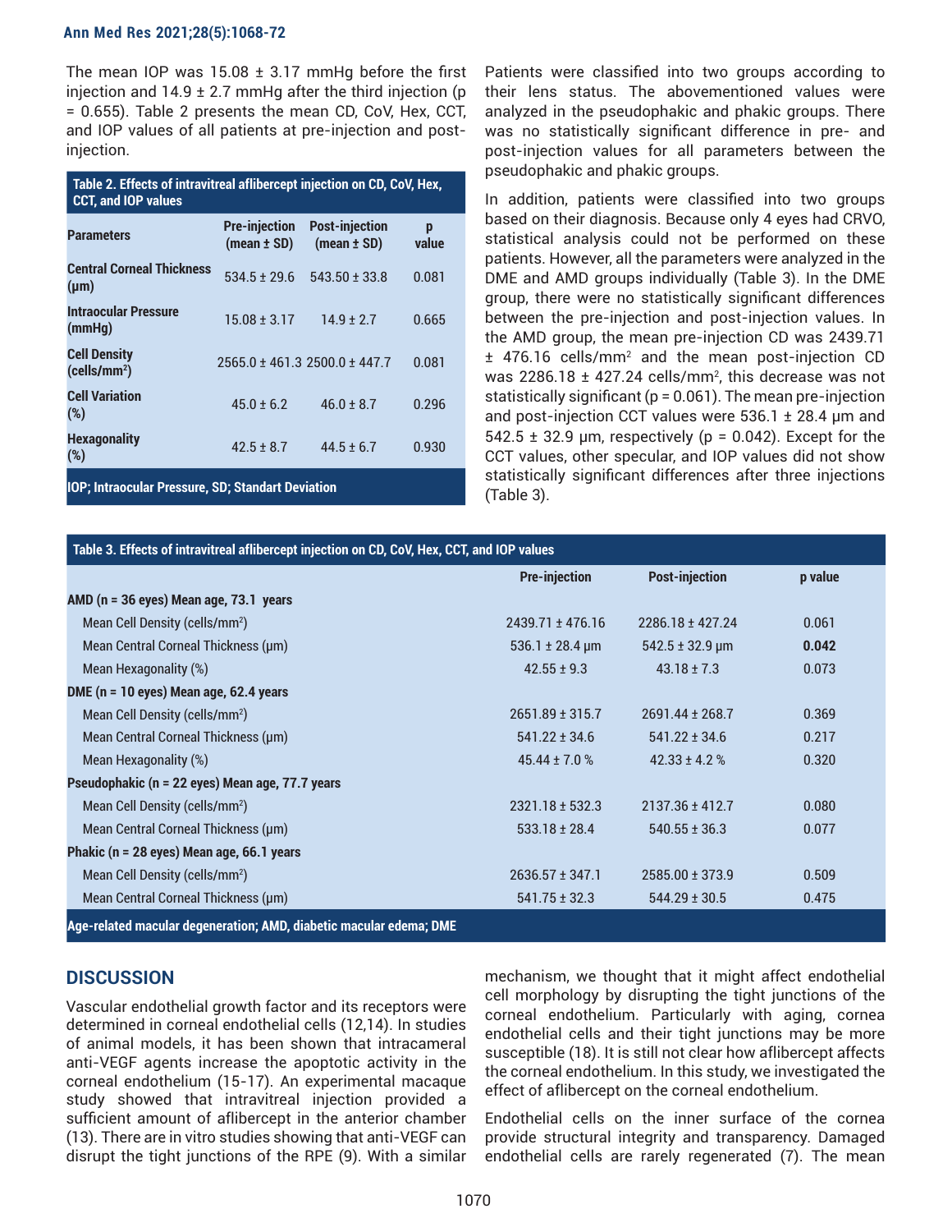The mean IOP was 15.08 ± 3.17 mmHg before the first injection and 14.9 ± 2.7 mmHg after the third injection (p = 0.655). Table 2 presents the mean CD, CoV, Hex, CCT, and IOP values of all patients at pre-injection and post-injection.

**Table 2. Effects of intravitreal aflibercept injection on CD, CoV, Hex, CCT, and IOP values**

| Parameters | Pre-injection (mean ± SD) | Post-injection (mean ± SD) | p value |
|---|---|---|---|
| Central Corneal Thickness (μm) | 534.5 ± 29.6 | 543.50 ± 33.8 | 0.081 |
| Intraocular Pressure (mmHg) | 15.08 ± 3.17 | 14.9 ± 2.7 | 0.665 |
| Cell Density (cells/mm$^2$) | 2565.0 ± 461.3 | 2500.0 ± 447.7 | 0.081 |
| Cell Variation (%) | 45.0 ± 6.2 | 46.0 ± 8.7 | 0.296 |
| Hexagonality (%) | 42.5 ± 8.7 | 44.5 ± 6.7 | 0.930 |

IOP; Intraocular Pressure, SD; Standart Deviation

Patients were classified into two groups according to their lens status. The abovementioned values were analyzed in the pseudophakic and phakic groups. There was no statistically significant difference in pre- and post-injection values for all parameters between the pseudophakic and phakic groups.

In addition, patients were classified into two groups based on their diagnosis. Because only 4 eyes had CRVO, statistical analysis could not be performed on these patients. However, all the parameters were analyzed in the DME and AMD groups individually (Table 3). In the DME group, there were no statistically significant differences between the pre-injection and post-injection values. In the AMD group, the mean pre-injection CD was 2439.71 ± 476.16 cells/mm$^2$ and the mean post-injection CD was 2286.18 ± 427.24 cells/mm$^2$, this decrease was not statistically significant (p = 0.061). The mean pre-injection and post-injection CCT values were 536.1 ± 28.4 μm and 542.5 ± 32.9 μm, respectively (p = 0.042). Except for the CCT values, other specular, and IOP values did not show statistically significant differences after three injections (Table 3).

**Table 3. Effects of intravitreal aflibercept injection on CD, CoV, Hex, CCT, and IOP values**

| | Pre-injection | Post-injection | p value |
|---|---|---|---|
| **AMD (n = 36 eyes) Mean age, 73.1 years** | | | |
| Mean Cell Density (cells/mm$^2$) | 2439.71 ± 476.16 | 2286.18 ± 427.24 | 0.061 |
| Mean Central Corneal Thickness (μm) | 536.1 ± 28.4 μm | 542.5 ± 32.9 μm | **0.042** |
| Mean Hexagonality (%) | 42.55 ± 9.3 | 43.18 ± 7.3 | 0.073 |
| **DME (n = 10 eyes) Mean age, 62.4 years** | | | |
| Mean Cell Density (cells/mm$^2$) | 2651.89 ± 315.7 | 2691.44 ± 268.7 | 0.369 |
| Mean Central Corneal Thickness (μm) | 541.22 ± 34.6 | 541.22 ± 34.6 | 0.217 |
| Mean Hexagonality (%) | 45.44 ± 7.0 % | 42.33 ± 4.2 % | 0.320 |
| **Pseudophakic (n = 22 eyes) Mean age, 77.7 years** | | | |
| Mean Cell Density (cells/mm$^2$) | 2321.18 ± 532.3 | 2137.36 ± 412.7 | 0.080 |
| Mean Central Corneal Thickness (μm) | 533.18 ± 28.4 | 540.55 ± 36.3 | 0.077 |
| **Phakic (n = 28 eyes) Mean age, 66.1 years** | | | |
| Mean Cell Density (cells/mm$^2$) | 2636.57 ± 347.1 | 2585.00 ± 373.9 | 0.509 |
| Mean Central Corneal Thickness (μm) | 541.75 ± 32.3 | 544.29 ± 30.5 | 0.475 |

Age-related macular degeneration; AMD, diabetic macular edema; DME

## DISCUSSION

Vascular endothelial growth factor and its receptors were determined in corneal endothelial cells (12,14). In studies of animal models, it has been shown that intracameral anti-VEGF agents increase the apoptotic activity in the corneal endothelium (15-17). An experimental macaque study showed that intravitreal injection provided a sufficient amount of aflibercept in the anterior chamber (13). There are in vitro studies showing that anti-VEGF can disrupt the tight junctions of the RPE (9). With a similar mechanism, we thought that it might affect endothelial cell morphology by disrupting the tight junctions of the corneal endothelium. Particularly with aging, cornea endothelial cells and their tight junctions may be more susceptible (18). It is still not clear how aflibercept affects the corneal endothelium. In this study, we investigated the effect of aflibercept on the corneal endothelium.

Endothelial cells on the inner surface of the cornea provide structural integrity and transparency. Damaged endothelial cells are rarely regenerated (7). The mean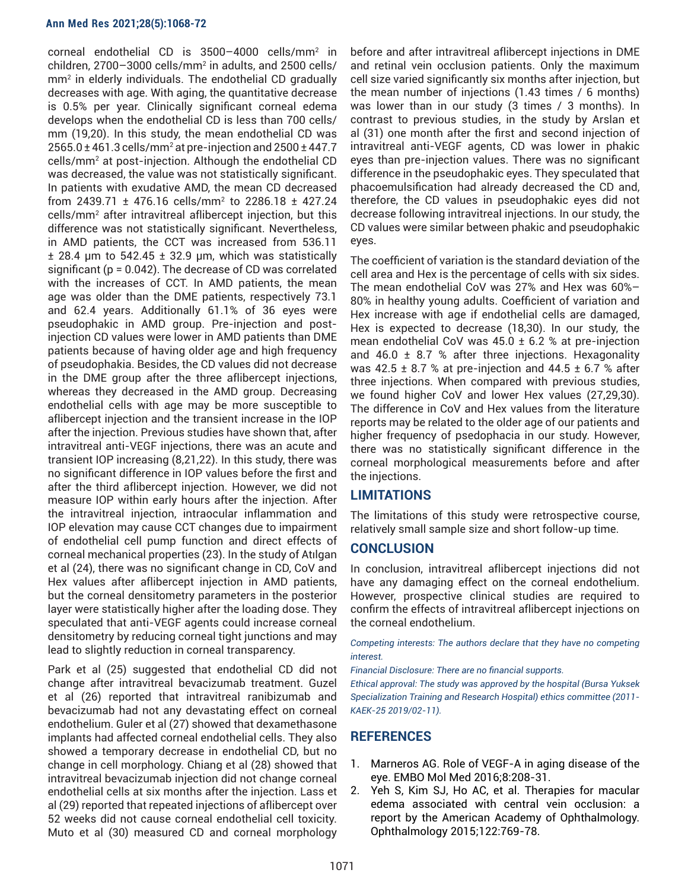corneal endothelial CD is 3500–4000 cells/mm$^2$ in children, 2700–3000 cells/mm$^2$ in adults, and 2500 cells/mm$^2$ in elderly individuals. The endothelial CD gradually decreases with age. With aging, the quantitative decrease is 0.5% per year. Clinically significant corneal edema develops when the endothelial CD is less than 700 cells/mm (19,20). In this study, the mean endothelial CD was 2565.0 ± 461.3 cells/mm$^2$ at pre-injection and 2500 ± 447.7 cells/mm$^2$ at post-injection. Although the endothelial CD was decreased, the value was not statistically significant. In patients with exudative AMD, the mean CD decreased from 2439.71 ± 476.16 cells/mm$^2$ to 2286.18 ± 427.24 cells/mm$^2$ after intravitreal aflibercept injection, but this difference was not statistically significant. Nevertheless, in AMD patients, the CCT was increased from 536.11 ± 28.4 µm to 542.45 ± 32.9 µm, which was statistically significant ($p = 0.042$). The decrease of CD was correlated with the increases of CCT. In AMD patients, the mean age was older than the DME patients, respectively 73.1 and 62.4 years. Additionally 61.1% of 36 eyes were pseudophakic in AMD group. Pre-injection and post-injection CD values were lower in AMD patients than DME patients because of having older age and high frequency of pseudophakia. Besides, the CD values did not decrease in the DME group after the three aflibercept injections, whereas they decreased in the AMD group. Decreasing endothelial cells with age may be more susceptible to aflibercept injection and the transient increase in the IOP after the injection. Previous studies have shown that, after intravitreal anti-VEGF injections, there was an acute and transient IOP increasing (8,21,22). In this study, there was no significant difference in IOP values before the first and after the third aflibercept injection. However, we did not measure IOP within early hours after the injection. After the intravitreal injection, intraocular inflammation and IOP elevation may cause CCT changes due to impairment of endothelial cell pump function and direct effects of corneal mechanical properties (23). In the study of Atılgan et al (24), there was no significant change in CD, CoV and Hex values after aflibercept injection in AMD patients, but the corneal densitometry parameters in the posterior layer were statistically higher after the loading dose. They speculated that anti-VEGF agents could increase corneal densitometry by reducing corneal tight junctions and may lead to slightly reduction in corneal transparency.

Park et al (25) suggested that endothelial CD did not change after intravitreal bevacizumab treatment. Guzel et al (26) reported that intravitreal ranibizumab and bevacizumab had not any devastating effect on corneal endothelium. Guler et al (27) showed that dexamethasone implants had affected corneal endothelial cells. They also showed a temporary decrease in endothelial CD, but no change in cell morphology. Chiang et al (28) showed that intravitreal bevacizumab injection did not change corneal endothelial cells at six months after the injection. Lass et al (29) reported that repeated injections of aflibercept over 52 weeks did not cause corneal endothelial cell toxicity. Muto et al (30) measured CD and corneal morphology before and after intravitreal aflibercept injections in DME and retinal vein occlusion patients. Only the maximum cell size varied significantly six months after injection, but the mean number of injections (1.43 times / 6 months) was lower than in our study (3 times / 3 months). In contrast to previous studies, in the study by Arslan et al (31) one month after the first and second injection of intravitreal anti-VEGF agents, CD was lower in phakic eyes than pre-injection values. There was no significant difference in the pseudophakic eyes. They speculated that phacoemulsification had already decreased the CD and, therefore, the CD values in pseudophakic eyes did not decrease following intravitreal injections. In our study, the CD values were similar between phakic and pseudophakic eyes.

The coefficient of variation is the standard deviation of the cell area and Hex is the percentage of cells with six sides. The mean endothelial CoV was 27% and Hex was 60%–80% in healthy young adults. Coefficient of variation and Hex increase with age if endothelial cells are damaged, Hex is expected to decrease (18,30). In our study, the mean endothelial CoV was 45.0 ± 6.2 % at pre-injection and 46.0 ± 8.7 % after three injections. Hexagonality was 42.5 ± 8.7 % at pre-injection and 44.5 ± 6.7 % after three injections. When compared with previous studies, we found higher CoV and lower Hex values (27,29,30). The difference in CoV and Hex values from the literature reports may be related to the older age of our patients and higher frequency of psedophacia in our study. However, there was no statistically significant difference in the corneal morphological measurements before and after the injections.

## LIMITATIONS

The limitations of this study were retrospective course, relatively small sample size and short follow-up time.

## CONCLUSION

In conclusion, intravitreal aflibercept injections did not have any damaging effect on the corneal endothelium. However, prospective clinical studies are required to confirm the effects of intravitreal aflibercept injections on the corneal endothelium.

*Competing interests: The authors declare that they have no competing interest.*

*Financial Disclosure: There are no financial supports.*

*Ethical approval: The study was approved by the hospital (Bursa Yuksek Specialization Training and Research Hospital) ethics committee (2011-KAEK-25 2019/02-11).*

## REFERENCES

1. Marneros AG. Role of VEGF-A in aging disease of the eye. EMBO Mol Med 2016;8:208-31.
2. Yeh S, Kim SJ, Ho AC, et al. Therapies for macular edema associated with central vein occlusion: a report by the American Academy of Ophthalmology. Ophthalmology 2015;122:769-78.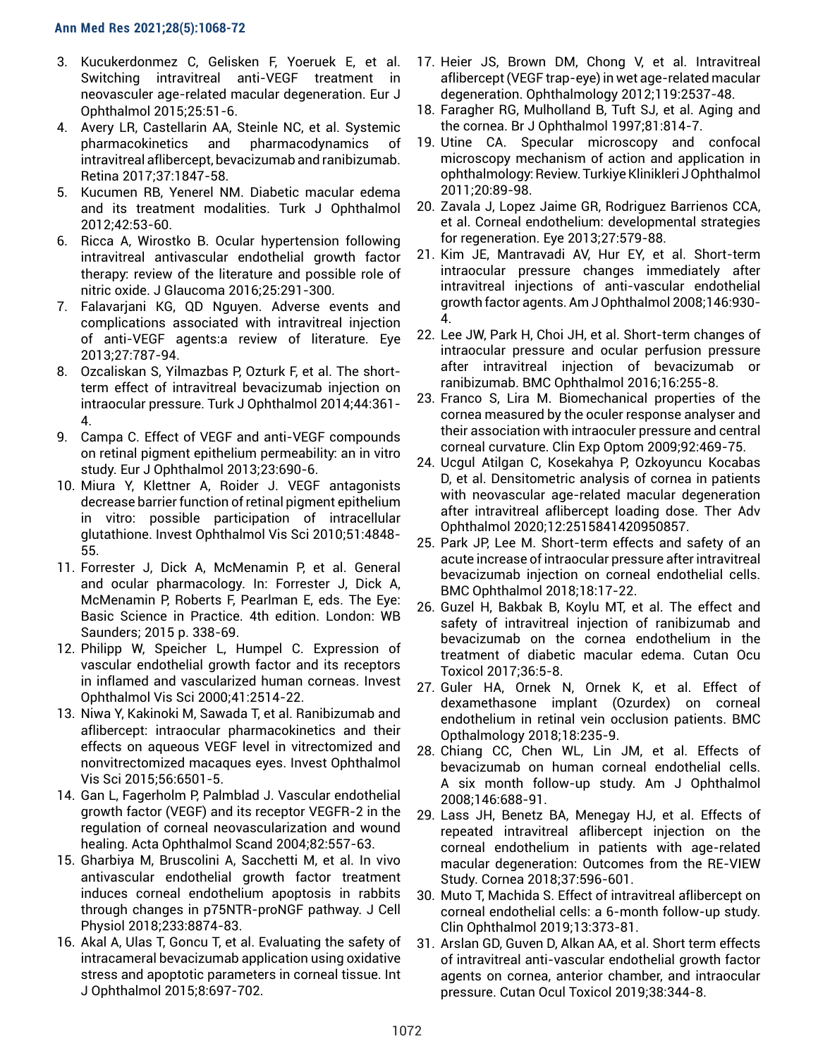3. Kucukerdonmez C, Gelisken F, Yoeruek E, et al. Switching intravitreal anti-VEGF treatment in neovasculer age-related macular degeneration. Eur J Ophthalmol 2015;25:51-6.
4. Avery LR, Castellarin AA, Steinle NC, et al. Systemic pharmacokinetics and pharmacodynamics of intravitreal aflibercept, bevacizumab and ranibizumab. Retina 2017;37:1847-58.
5. Kucumen RB, Yenerel NM. Diabetic macular edema and its treatment modalities. Turk J Ophthalmol 2012;42:53-60.
6. Ricca A, Wirostko B. Ocular hypertension following intravitreal antivascular endothelial growth factor therapy: review of the literature and possible role of nitric oxide. J Glaucoma 2016;25:291-300.
7. Falavarjani KG, QD Nguyen. Adverse events and complications associated with intravitreal injection of anti-VEGF agents:a review of literature. Eye 2013;27:787-94.
8. Ozcaliskan S, Yilmazbas P, Ozturk F, et al. The short-term effect of intravitreal bevacizumab injection on intraocular pressure. Turk J Ophthalmol 2014;44:361-4.
9. Campa C. Effect of VEGF and anti-VEGF compounds on retinal pigment epithelium permeability: an in vitro study. Eur J Ophthalmol 2013;23:690-6.
10. Miura Y, Klettner A, Roider J. VEGF antagonists decrease barrier function of retinal pigment epithelium in vitro: possible participation of intracellular glutathione. Invest Ophthalmol Vis Sci 2010;51:4848-55.
11. Forrester J, Dick A, McMenamin P, et al. General and ocular pharmacology. In: Forrester J, Dick A, McMenamin P, Roberts F, Pearlman E, eds. The Eye: Basic Science in Practice. 4th edition. London: WB Saunders; 2015 p. 338-69.
12. Philipp W, Speicher L, Humpel C. Expression of vascular endothelial growth factor and its receptors in inflamed and vascularized human corneas. Invest Ophthalmol Vis Sci 2000;41:2514-22.
13. Niwa Y, Kakinoki M, Sawada T, et al. Ranibizumab and aflibercept: intraocular pharmacokinetics and their effects on aqueous VEGF level in vitrectomized and nonvitrectomized macaques eyes. Invest Ophthalmol Vis Sci 2015;56:6501-5.
14. Gan L, Fagerholm P, Palmblad J. Vascular endothelial growth factor (VEGF) and its receptor VEGFR-2 in the regulation of corneal neovascularization and wound healing. Acta Ophthalmol Scand 2004;82:557-63.
15. Gharbiya M, Bruscolini A, Sacchetti M, et al. In vivo antivascular endothelial growth factor treatment induces corneal endothelium apoptosis in rabbits through changes in p75NTR-proNGF pathway. J Cell Physiol 2018;233:8874-83.
16. Akal A, Ulas T, Goncu T, et al. Evaluating the safety of intracameral bevacizumab application using oxidative stress and apoptotic parameters in corneal tissue. Int J Ophthalmol 2015;8:697-702.
17. Heier JS, Brown DM, Chong V, et al. Intravitreal aflibercept (VEGF trap-eye) in wet age-related macular degeneration. Ophthalmology 2012;119:2537-48.
18. Faragher RG, Mulholland B, Tuft SJ, et al. Aging and the cornea. Br J Ophthalmol 1997;81:814-7.
19. Utine CA. Specular microscopy and confocal microscopy mechanism of action and application in ophthalmology: Review. Turkiye Klinikleri J Ophthalmol 2011;20:89-98.
20. Zavala J, Lopez Jaime GR, Rodriguez Barrienos CCA, et al. Corneal endothelium: developmental strategies for regeneration. Eye 2013;27:579-88.
21. Kim JE, Mantravadi AV, Hur EY, et al. Short-term intraocular pressure changes immediately after intravitreal injections of anti-vascular endothelial growth factor agents. Am J Ophthalmol 2008;146:930-4.
22. Lee JW, Park H, Choi JH, et al. Short-term changes of intraocular pressure and ocular perfusion pressure after intravitreal injection of bevacizumab or ranibizumab. BMC Ophthalmol 2016;16:255-8.
23. Franco S, Lira M. Biomechanical properties of the cornea measured by the oculer response analyser and their association with intraoculer pressure and central corneal curvature. Clin Exp Optom 2009;92:469-75.
24. Ucgul Atilgan C, Kosekahya P, Ozkoyuncu Kocabas D, et al. Densitometric analysis of cornea in patients with neovascular age-related macular degeneration after intravitreal aflibercept loading dose. Ther Adv Ophthalmol 2020;12:2515841420950857.
25. Park JP, Lee M. Short-term effects and safety of an acute increase of intraocular pressure after intravitreal bevacizumab injection on corneal endothelial cells. BMC Ophthalmol 2018;18:17-22.
26. Guzel H, Bakbak B, Koylu MT, et al. The effect and safety of intravitreal injection of ranibizumab and bevacizumab on the cornea endothelium in the treatment of diabetic macular edema. Cutan Ocu Toxicol 2017;36:5-8.
27. Guler HA, Ornek N, Ornek K, et al. Effect of dexamethasone implant (Ozurdex) on corneal endothelium in retinal vein occlusion patients. BMC Opthalmology 2018;18:235-9.
28. Chiang CC, Chen WL, Lin JM, et al. Effects of bevacizumab on human corneal endothelial cells. A six month follow-up study. Am J Ophthalmol 2008;146:688-91.
29. Lass JH, Benetz BA, Menegay HJ, et al. Effects of repeated intravitreal aflibercept injection on the corneal endothelium in patients with age-related macular degeneration: Outcomes from the RE-VIEW Study. Cornea 2018;37:596-601.
30. Muto T, Machida S. Effect of intravitreal aflibercept on corneal endothelial cells: a 6-month follow-up study. Clin Ophthalmol 2019;13:373-81.
31. Arslan GD, Guven D, Alkan AA, et al. Short term effects of intravitreal anti-vascular endothelial growth factor agents on cornea, anterior chamber, and intraocular pressure. Cutan Ocul Toxicol 2019;38:344-8.